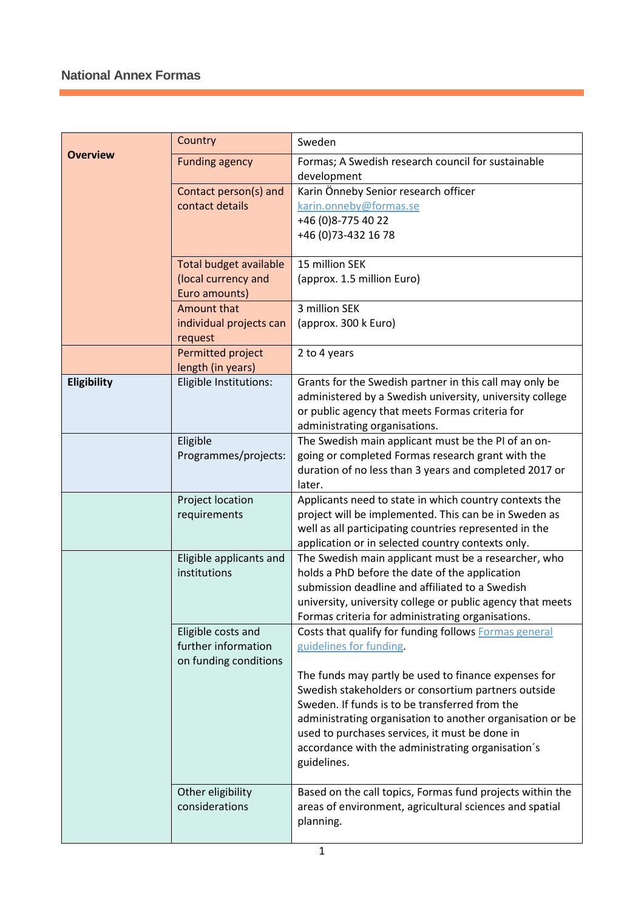## National Annex Formas

| | | |
|---|---|---|
| **Overview** | Country | Sweden |
| | Funding agency | Formas; A Swedish research council for sustainable development |
| | Contact person(s) and contact details | Karin Önneby Senior research officer<br>karin.onneby@formas.se<br>+46 (0)8-775 40 22<br>+46 (0)73-432 16 78 |
| | Total budget available (local currency and Euro amounts) | 15 million SEK<br>(approx. 1.5 million Euro) |
| | Amount that individual projects can request | 3 million SEK<br>(approx. 300 k Euro) |
| | Permitted project length (in years) | 2 to 4 years |
| **Eligibility** | Eligible Institutions: | Grants for the Swedish partner in this call may only be administered by a Swedish university, university college or public agency that meets Formas criteria for administrating organisations. |
| | Eligible Programmes/projects: | The Swedish main applicant must be the PI of an on-going or completed Formas research grant with the duration of no less than 3 years and completed 2017 or later. |
| | Project location requirements | Applicants need to state in which country contexts the project will be implemented. This can be in Sweden as well as all participating countries represented in the application or in selected country contexts only. |
| | Eligible applicants and institutions | The Swedish main applicant must be a researcher, who holds a PhD before the date of the application submission deadline and affiliated to a Swedish university, university college or public agency that meets Formas criteria for administrating organisations. |
| | Eligible costs and further information on funding conditions | Costs that qualify for funding follows Formas general guidelines for funding.<br><br>The funds may partly be used to finance expenses for Swedish stakeholders or consortium partners outside Sweden. If funds is to be transferred from the administrating organisation to another organisation or be used to purchases services, it must be done in accordance with the administrating organisation´s guidelines. |
| | Other eligibility considerations | Based on the call topics, Formas fund projects within the areas of environment, agricultural sciences and spatial planning. |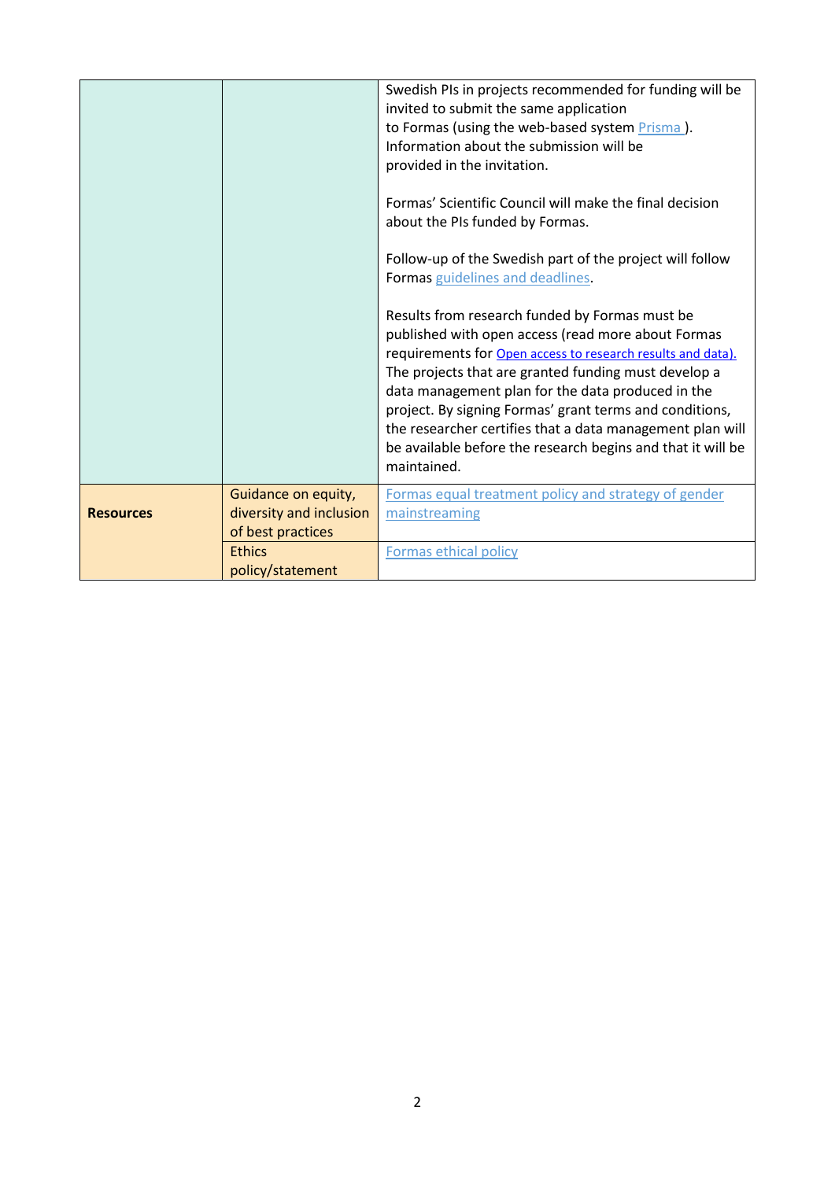| | | |
|---|---|---|
| | | Swedish PIs in projects recommended for funding will be invited to submit the same application to Formas (using the web-based system Prisma ). Information about the submission will be provided in the invitation.<br><br>Formas' Scientific Council will make the final decision about the PIs funded by Formas.<br><br>Follow-up of the Swedish part of the project will follow Formas guidelines and deadlines.<br><br>Results from research funded by Formas must be published with open access (read more about Formas requirements for Open access to research results and data). The projects that are granted funding must develop a data management plan for the data produced in the project. By signing Formas' grant terms and conditions, the researcher certifies that a data management plan will be available before the research begins and that it will be maintained. |
| **Resources** | Guidance on equity, diversity and inclusion of best practices | Formas equal treatment policy and strategy of gender mainstreaming |
| | Ethics policy/statement | Formas ethical policy |